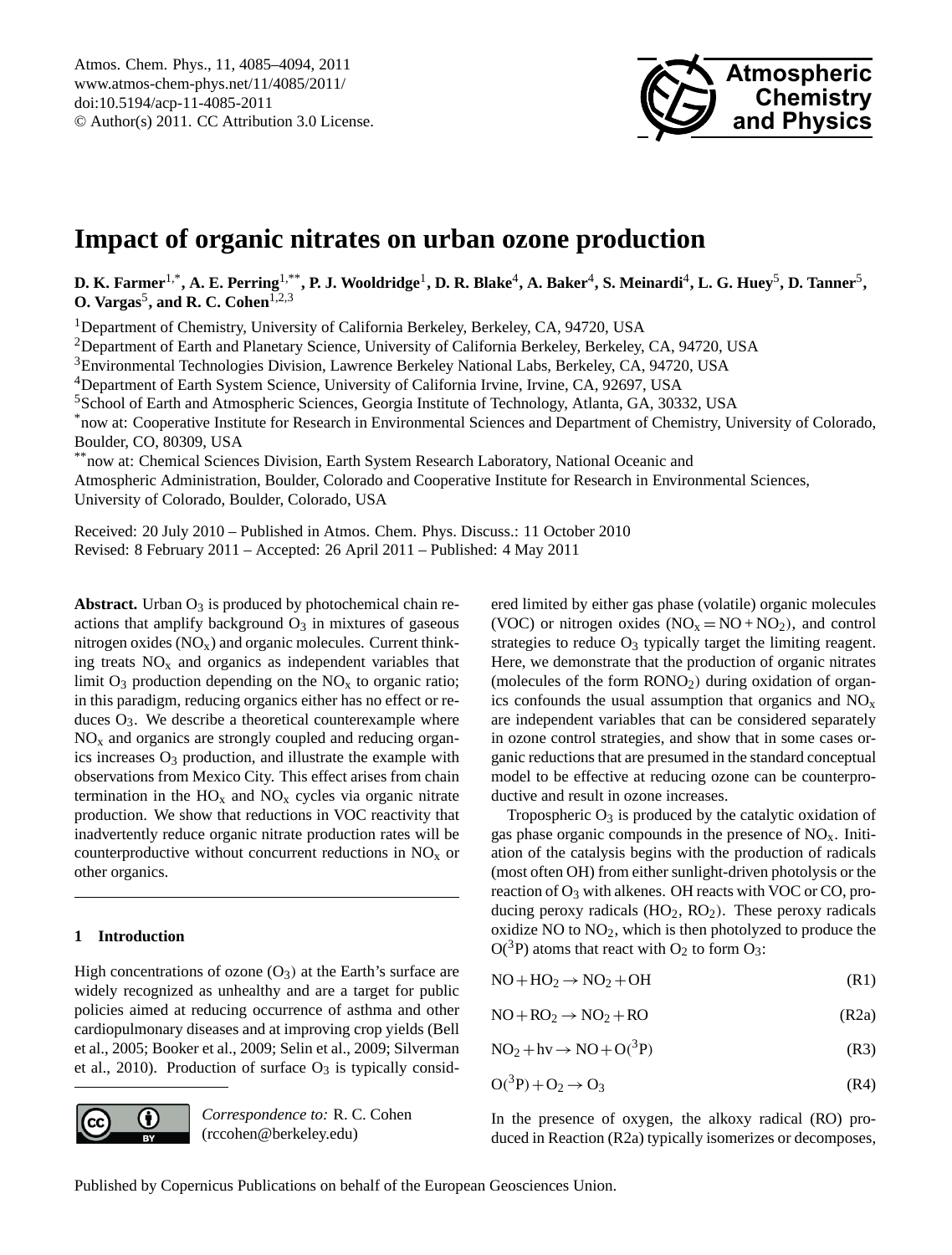# Impact of organic nitrates on urban ozone production

**D. K. Farmer[1,*], A. E. Perring[1,**], P. J. Wooldridge[1], D. R. Blake[4], A. Baker[4], S. Meinardi[4], L. G. Huey[5], D. Tanner[5], O. Vargas[5], and R. C. Cohen[1,2,3]**

[1]Department of Chemistry, University of California Berkeley, Berkeley, CA, 94720, USA
[2]Department of Earth and Planetary Science, University of California Berkeley, Berkeley, CA, 94720, USA
[3]Environmental Technologies Division, Lawrence Berkeley National Labs, Berkeley, CA, 94720, USA
[4]Department of Earth System Science, University of California Irvine, Irvine, CA, 92697, USA
[5]School of Earth and Atmospheric Sciences, Georgia Institute of Technology, Atlanta, GA, 30332, USA
[*]now at: Cooperative Institute for Research in Environmental Sciences and Department of Chemistry, University of Colorado, Boulder, CO, 80309, USA
[**]now at: Chemical Sciences Division, Earth System Research Laboratory, National Oceanic and Atmospheric Administration, Boulder, Colorado and Cooperative Institute for Research in Environmental Sciences, University of Colorado, Boulder, Colorado, USA

Received: 20 July 2010 – Published in Atmos. Chem. Phys. Discuss.: 11 October 2010
Revised: 8 February 2011 – Accepted: 26 April 2011 – Published: 4 May 2011

**Abstract.** Urban $O_3$ is produced by photochemical chain reactions that amplify background $O_3$ in mixtures of gaseous nitrogen oxides ($NO_x$) and organic molecules. Current thinking treats $NO_x$ and organics as independent variables that limit $O_3$ production depending on the $NO_x$ to organic ratio; in this paradigm, reducing organics either has no effect or reduces $O_3$. We describe a theoretical counterexample where $NO_x$ and organics are strongly coupled and reducing organics increases $O_3$ production, and illustrate the example with observations from Mexico City. This effect arises from chain termination in the $HO_x$ and $NO_x$ cycles via organic nitrate production. We show that reductions in VOC reactivity that inadvertently reduce organic nitrate production rates will be counterproductive without concurrent reductions in $NO_x$ or other organics.

## 1 Introduction

High concentrations of ozone ($O_3$) at the Earth's surface are widely recognized as unhealthy and are a target for public policies aimed at reducing occurrence of asthma and other cardiopulmonary diseases and at improving crop yields (Bell et al., 2005; Booker et al., 2009; Selin et al., 2009; Silverman et al., 2010). Production of surface $O_3$ is typically considered limited by either gas phase (volatile) organic molecules (VOC) or nitrogen oxides ($NO_x = NO + NO_2$), and control strategies to reduce $O_3$ typically target the limiting reagent. Here, we demonstrate that the production of organic nitrates (molecules of the form $RONO_2$) during oxidation of organics confounds the usual assumption that organics and $NO_x$ are independent variables that can be considered separately in ozone control strategies, and show that in some cases organic reductions that are presumed in the standard conceptual model to be effective at reducing ozone can be counterproductive and result in ozone increases.

Tropospheric $O_3$ is produced by the catalytic oxidation of gas phase organic compounds in the presence of $NO_x$. Initiation of the catalysis begins with the production of radicals (most often OH) from either sunlight-driven photolysis or the reaction of $O_3$ with alkenes. OH reacts with VOC or CO, producing peroxy radicals ($HO_2$, $RO_2$). These peroxy radicals oxidize NO to $NO_2$, which is then photolyzed to produce the $O(^3P)$ atoms that react with $O_2$ to form $O_3$:

$$NO + HO_2 \rightarrow NO_2 + OH \tag{R1}$$

$$NO + RO_2 \rightarrow NO_2 + RO \tag{R2a}$$

$$NO_2 + h\nu \rightarrow NO + O(^3P) \tag{R3}$$

$$O(^3P) + O_2 \rightarrow O_3 \tag{R4}$$

In the presence of oxygen, the alkoxy radical (RO) produced in Reaction (R2a) typically isomerizes or decomposes,

*Correspondence to:* R. C. Cohen (rccohen@berkeley.edu)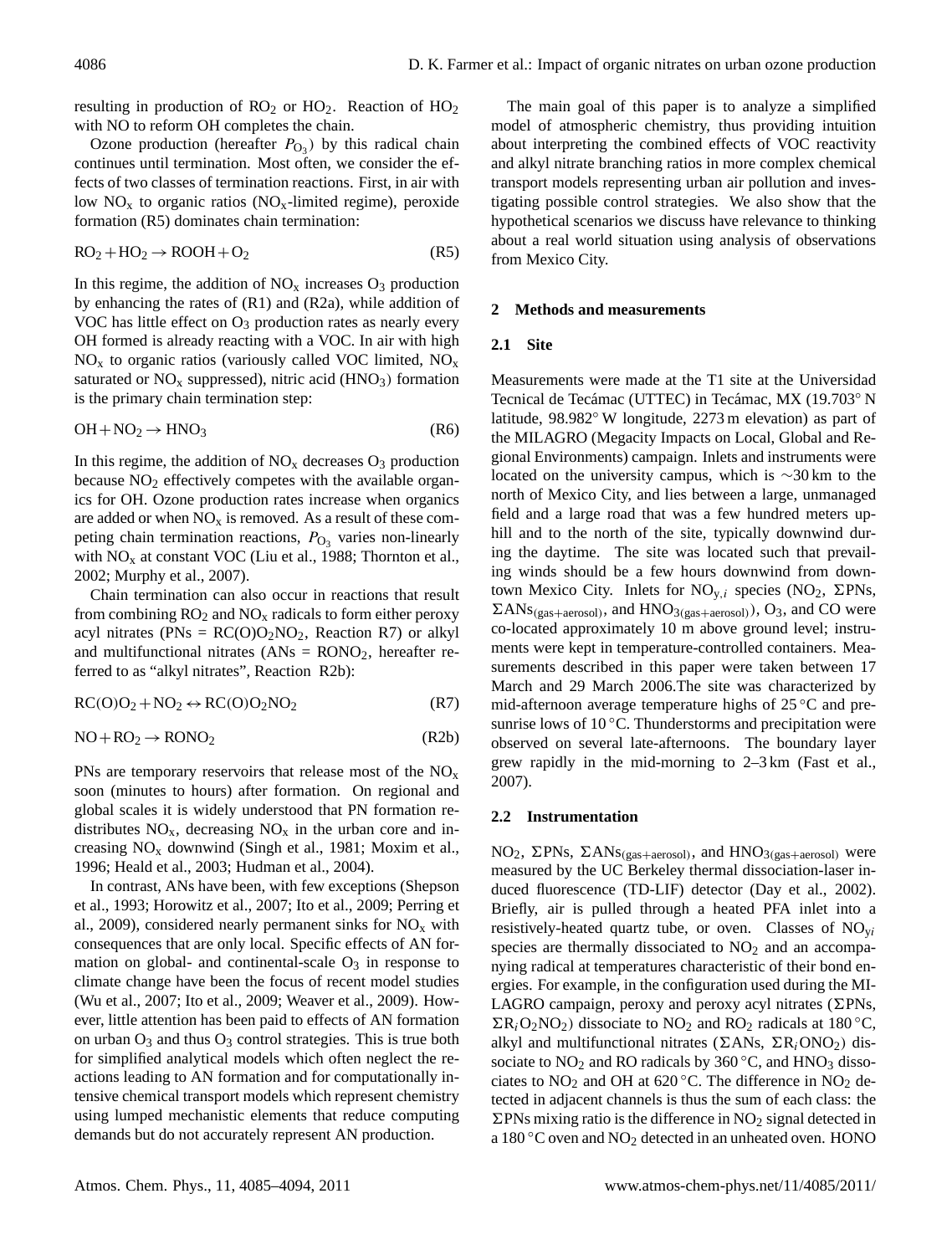resulting in production of $RO_2$ or $HO_2$. Reaction of $HO_2$ with NO to reform OH completes the chain.

Ozone production (hereafter $P_{O_3}$) by this radical chain continues until termination. Most often, we consider the effects of two classes of termination reactions. First, in air with low $NO_x$ to organic ratios ($NO_x$-limited regime), peroxide formation (R5) dominates chain termination:

$$RO_2 + HO_2 \rightarrow ROOH + O_2 \quad \text{(R5)}$$

In this regime, the addition of $NO_x$ increases $O_3$ production by enhancing the rates of (R1) and (R2a), while addition of VOC has little effect on $O_3$ production rates as nearly every OH formed is already reacting with a VOC. In air with high $NO_x$ to organic ratios (variously called VOC limited, $NO_x$ saturated or $NO_x$ suppressed), nitric acid ($HNO_3$) formation is the primary chain termination step:

$$OH + NO_2 \rightarrow HNO_3 \quad \text{(R6)}$$

In this regime, the addition of $NO_x$ decreases $O_3$ production because $NO_2$ effectively competes with the available organics for OH. Ozone production rates increase when organics are added or when $NO_x$ is removed. As a result of these competing chain termination reactions, $P_{O_3}$ varies non-linearly with $NO_x$ at constant VOC (Liu et al., 1988; Thornton et al., 2002; Murphy et al., 2007).

Chain termination can also occur in reactions that result from combining $RO_2$ and $NO_x$ radicals to form either peroxy acyl nitrates (PNs = $RC(O)O_2NO_2$, Reaction R7) or alkyl and multifunctional nitrates (ANs = $RONO_2$, hereafter referred to as "alkyl nitrates", Reaction R2b):

$$RC(O)O_2 + NO_2 \leftrightarrow RC(O)O_2NO_2 \quad \text{(R7)}$$

$$NO + RO_2 \rightarrow RONO_2 \quad \text{(R2b)}$$

PNs are temporary reservoirs that release most of the $NO_x$ soon (minutes to hours) after formation. On regional and global scales it is widely understood that PN formation redistributes $NO_x$, decreasing $NO_x$ in the urban core and increasing $NO_x$ downwind (Singh et al., 1981; Moxim et al., 1996; Heald et al., 2003; Hudman et al., 2004).

In contrast, ANs have been, with few exceptions (Shepson et al., 1993; Horowitz et al., 2007; Ito et al., 2009; Perring et al., 2009), considered nearly permanent sinks for $NO_x$ with consequences that are only local. Specific effects of AN formation on global- and continental-scale $O_3$ in response to climate change have been the focus of recent model studies (Wu et al., 2007; Ito et al., 2009; Weaver et al., 2009). However, little attention has been paid to effects of AN formation on urban $O_3$ and thus $O_3$ control strategies. This is true both for simplified analytical models which often neglect the reactions leading to AN formation and for computationally intensive chemical transport models which represent chemistry using lumped mechanistic elements that reduce computing demands but do not accurately represent AN production.

The main goal of this paper is to analyze a simplified model of atmospheric chemistry, thus providing intuition about interpreting the combined effects of VOC reactivity and alkyl nitrate branching ratios in more complex chemical transport models representing urban air pollution and investigating possible control strategies. We also show that the hypothetical scenarios we discuss have relevance to thinking about a real world situation using analysis of observations from Mexico City.

## 2 Methods and measurements

### 2.1 Site

Measurements were made at the T1 site at the Universidad Tecnical de Tecámac (UTTEC) in Tecámac, MX (19.703° N latitude, 98.982° W longitude, 2273 m elevation) as part of the MILAGRO (Megacity Impacts on Local, Global and Regional Environments) campaign. Inlets and instruments were located on the university campus, which is ~30 km to the north of Mexico City, and lies between a large, unmanaged field and a large road that was a few hundred meters uphill and to the north of the site, typically downwind during the daytime. The site was located such that prevailing winds should be a few hours downwind from downtown Mexico City. Inlets for $NO_{y,i}$ species ($NO_2$, ΣPNs, $\Sigma ANs_{(gas+aerosol)}$, and $HNO_{3(gas+aerosol)}$), $O_3$, and CO were co-located approximately 10 m above ground level; instruments were kept in temperature-controlled containers. Measurements described in this paper were taken between 17 March and 29 March 2006.The site was characterized by mid-afternoon average temperature highs of 25 °C and presunrise lows of 10 °C. Thunderstorms and precipitation were observed on several late-afternoons. The boundary layer grew rapidly in the mid-morning to 2–3 km (Fast et al., 2007).

### 2.2 Instrumentation

$NO_2$, ΣPNs, $\Sigma ANs_{(gas+aerosol)}$, and $HNO_{3(gas+aerosol)}$ were measured by the UC Berkeley thermal dissociation-laser induced fluorescence (TD-LIF) detector (Day et al., 2002). Briefly, air is pulled through a heated PFA inlet into a resistively-heated quartz tube, or oven. Classes of $NO_{yi}$ species are thermally dissociated to $NO_2$ and an accompanying radical at temperatures characteristic of their bond energies. For example, in the configuration used during the MILAGRO campaign, peroxy and peroxy acyl nitrates (ΣPNs, $\Sigma R_iO_2NO_2$) dissociate to $NO_2$ and $RO_2$ radicals at 180 °C, alkyl and multifunctional nitrates (ΣANs, $\Sigma R_iONO_2$) dissociate to $NO_2$ and RO radicals by 360 °C, and $HNO_3$ dissociates to $NO_2$ and OH at 620 °C. The difference in $NO_2$ detected in adjacent channels is thus the sum of each class: the ΣPNs mixing ratio is the difference in $NO_2$ signal detected in a 180 °C oven and $NO_2$ detected in an unheated oven. HONO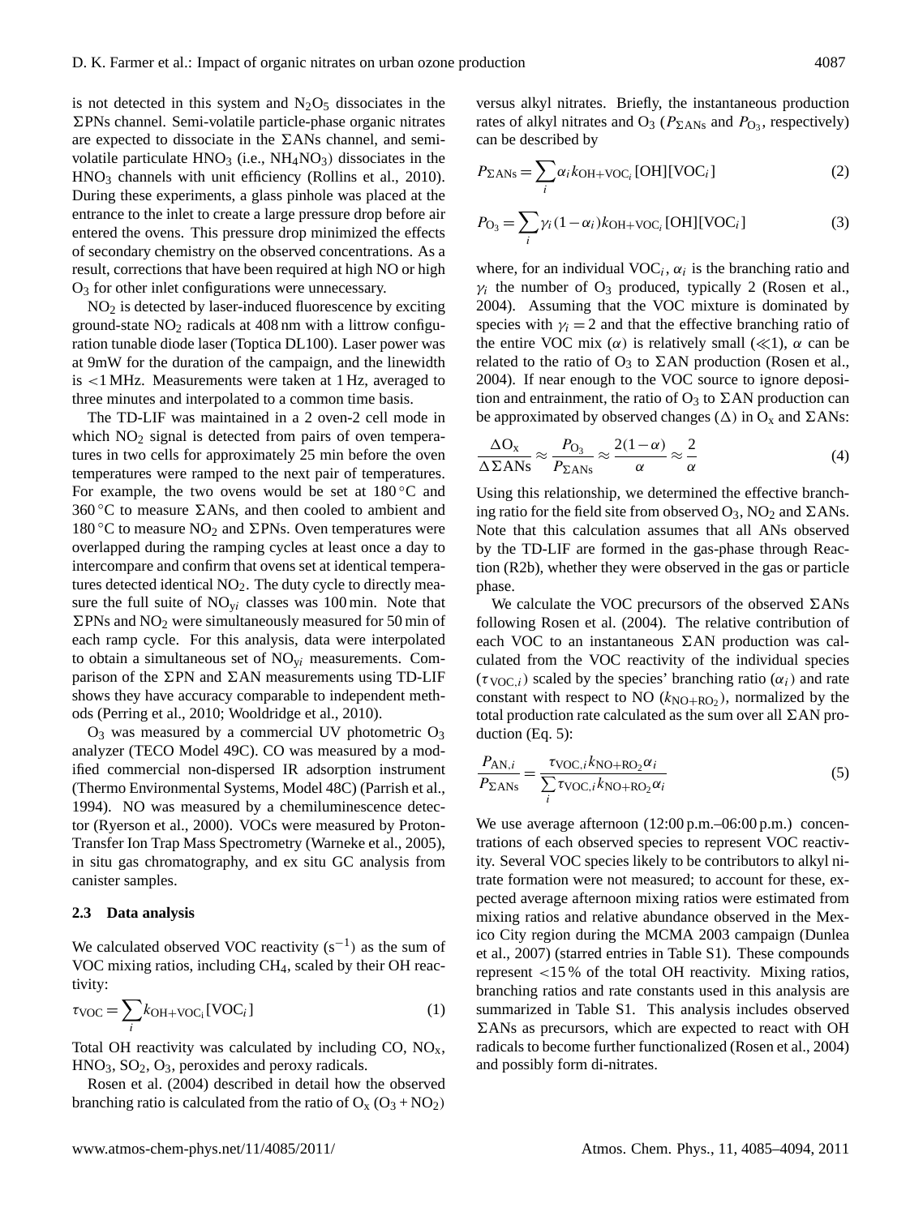is not detected in this system and $N_2O_5$ dissociates in the $\Sigma$PNs channel. Semi-volatile particle-phase organic nitrates are expected to dissociate in the $\Sigma$ANs channel, and semi-volatile particulate $HNO_3$ (i.e., $NH_4NO_3$) dissociates in the $HNO_3$ channels with unit efficiency (Rollins et al., 2010). During these experiments, a glass pinhole was placed at the entrance to the inlet to create a large pressure drop before air entered the ovens. This pressure drop minimized the effects of secondary chemistry on the observed concentrations. As a result, corrections that have been required at high NO or high $O_3$ for other inlet configurations were unnecessary.

$NO_2$ is detected by laser-induced fluorescence by exciting ground-state $NO_2$ radicals at 408 nm with a littrow configuration tunable diode laser (Toptica DL100). Laser power was at 9mW for the duration of the campaign, and the linewidth is <1 MHz. Measurements were taken at 1 Hz, averaged to three minutes and interpolated to a common time basis.

The TD-LIF was maintained in a 2 oven-2 cell mode in which $NO_2$ signal is detected from pairs of oven temperatures in two cells for approximately 25 min before the oven temperatures were ramped to the next pair of temperatures. For example, the two ovens would be set at 180 °C and 360 °C to measure $\Sigma$ANs, and then cooled to ambient and 180 °C to measure $NO_2$ and $\Sigma$PNs. Oven temperatures were overlapped during the ramping cycles at least once a day to intercompare and confirm that ovens set at identical temperatures detected identical $NO_2$. The duty cycle to directly measure the full suite of $NO_{yi}$ classes was 100 min. Note that $\Sigma$PNs and $NO_2$ were simultaneously measured for 50 min of each ramp cycle. For this analysis, data were interpolated to obtain a simultaneous set of $NO_{yi}$ measurements. Comparison of the $\Sigma$PN and $\Sigma$AN measurements using TD-LIF shows they have accuracy comparable to independent methods (Perring et al., 2010; Wooldridge et al., 2010).

$O_3$ was measured by a commercial UV photometric $O_3$ analyzer (TECO Model 49C). CO was measured by a modified commercial non-dispersed IR adsorption instrument (Thermo Environmental Systems, Model 48C) (Parrish et al., 1994). NO was measured by a chemiluminescence detector (Ryerson et al., 2000). VOCs were measured by Proton-Transfer Ion Trap Mass Spectrometry (Warneke et al., 2005), in situ gas chromatography, and ex situ GC analysis from canister samples.

### 2.3 Data analysis

We calculated observed VOC reactivity ($s^{-1}$) as the sum of VOC mixing ratios, including $CH_4$, scaled by their OH reactivity:

$$\tau_{VOC} = \sum_i k_{OH+VOC_i}[VOC_i] \tag{1}$$

Total OH reactivity was calculated by including CO, $NO_x$, $HNO_3$, $SO_2$, $O_3$, peroxides and peroxy radicals.

Rosen et al. (2004) described in detail how the observed branching ratio is calculated from the ratio of $O_x$ ($O_3 + NO_2$) versus alkyl nitrates. Briefly, the instantaneous production rates of alkyl nitrates and $O_3$ ($P_{\Sigma ANs}$ and $P_{O_3}$, respectively) can be described by

$$P_{\Sigma ANs} = \sum_i \alpha_i k_{OH+VOC_i}[OH][VOC_i] \tag{2}$$

$$P_{O_3} = \sum_i \gamma_i (1-\alpha_i) k_{OH+VOC_i}[OH][VOC_i] \tag{3}$$

where, for an individual $VOC_i$, $\alpha_i$ is the branching ratio and $\gamma_i$ the number of $O_3$ produced, typically 2 (Rosen et al., 2004). Assuming that the VOC mixture is dominated by species with $\gamma_i = 2$ and that the effective branching ratio of the entire VOC mix ($\alpha$) is relatively small ($\ll 1$), $\alpha$ can be related to the ratio of $O_3$ to $\Sigma$AN production (Rosen et al., 2004). If near enough to the VOC source to ignore deposition and entrainment, the ratio of $O_3$ to $\Sigma$AN production can be approximated by observed changes ($\Delta$) in $O_x$ and $\Sigma$ANs:

$$\frac{\Delta O_x}{\Delta \Sigma ANs} \approx \frac{P_{O_3}}{P_{\Sigma ANs}} \approx \frac{2(1-\alpha)}{\alpha} \approx \frac{2}{\alpha} \tag{4}$$

Using this relationship, we determined the effective branching ratio for the field site from observed $O_3$, $NO_2$ and $\Sigma$ANs. Note that this calculation assumes that all ANs observed by the TD-LIF are formed in the gas-phase through Reaction (R2b), whether they were observed in the gas or particle phase.

We calculate the VOC precursors of the observed $\Sigma$ANs following Rosen et al. (2004). The relative contribution of each VOC to an instantaneous $\Sigma$AN production was calculated from the VOC reactivity of the individual species ($\tau_{VOC,i}$) scaled by the species' branching ratio ($\alpha_i$) and rate constant with respect to NO ($k_{NO+RO_2}$), normalized by the total production rate calculated as the sum over all $\Sigma$AN production (Eq. 5):

$$\frac{P_{AN,i}}{P_{\Sigma ANs}} = \frac{\tau_{VOC,i} k_{NO+RO_2} \alpha_i}{\sum_i \tau_{VOC,i} k_{NO+RO_2} \alpha_i} \tag{5}$$

We use average afternoon (12:00 p.m.–06:00 p.m.) concentrations of each observed species to represent VOC reactivity. Several VOC species likely to be contributors to alkyl nitrate formation were not measured; to account for these, expected average afternoon mixing ratios were estimated from mixing ratios and relative abundance observed in the Mexico City region during the MCMA 2003 campaign (Dunlea et al., 2007) (starred entries in Table S1). These compounds represent <15 % of the total OH reactivity. Mixing ratios, branching ratios and rate constants used in this analysis are summarized in Table S1. This analysis includes observed $\Sigma$ANs as precursors, which are expected to react with OH radicals to become further functionalized (Rosen et al., 2004) and possibly form di-nitrates.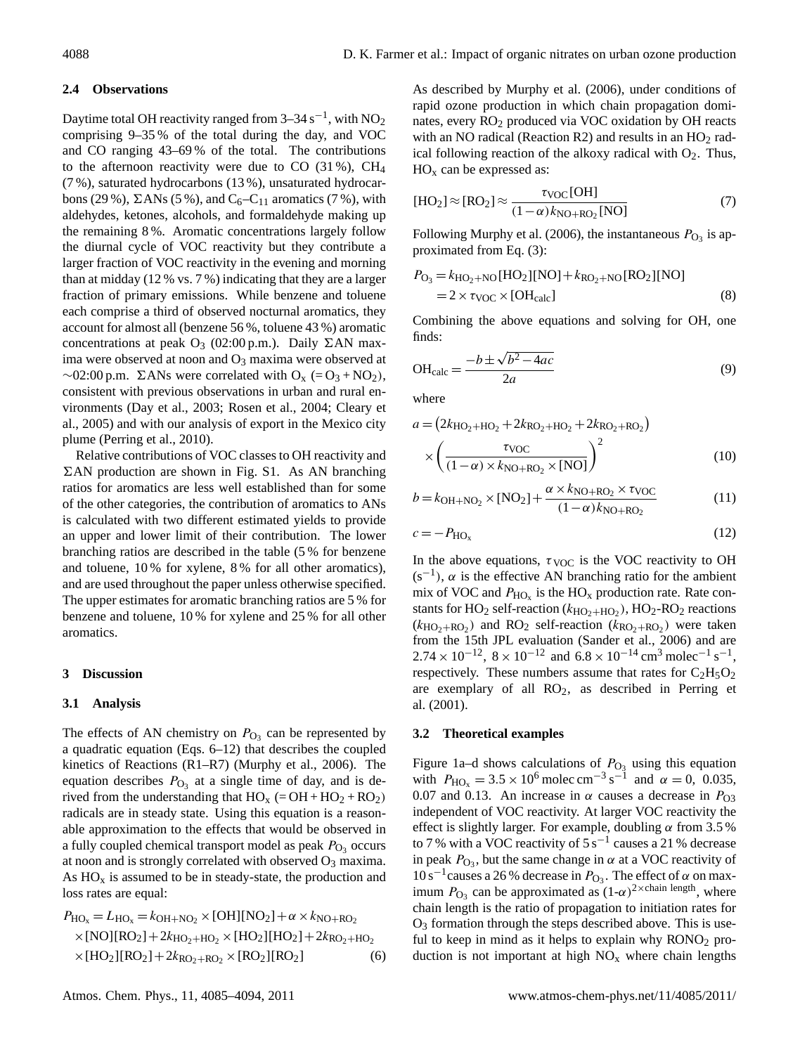### 2.4 Observations

Daytime total OH reactivity ranged from 3–34 $s^{-1}$, with $NO_2$ comprising 9–35 % of the total during the day, and VOC and CO ranging 43–69 % of the total. The contributions to the afternoon reactivity were due to CO (31 %), $CH_4$ (7 %), saturated hydrocarbons (13 %), unsaturated hydrocarbons (29 %), ΣANs (5 %), and $C_6$–$C_{11}$ aromatics (7 %), with aldehydes, ketones, alcohols, and formaldehyde making up the remaining 8 %. Aromatic concentrations largely follow the diurnal cycle of VOC reactivity but they contribute a larger fraction of VOC reactivity in the evening and morning than at midday (12 % vs. 7 %) indicating that they are a larger fraction of primary emissions. While benzene and toluene each comprise a third of observed nocturnal aromatics, they account for almost all (benzene 56 %, toluene 43 %) aromatic concentrations at peak $O_3$ (02:00 p.m.). Daily ΣAN maxima were observed at noon and $O_3$ maxima were observed at ∼02:00 p.m. ΣANs were correlated with $O_x$ (= $O_3 + NO_2$), consistent with previous observations in urban and rural environments (Day et al., 2003; Rosen et al., 2004; Cleary et al., 2005) and with our analysis of export in the Mexico city plume (Perring et al., 2010).

Relative contributions of VOC classes to OH reactivity and ΣAN production are shown in Fig. S1. As AN branching ratios for aromatics are less well established than for some of the other categories, the contribution of aromatics to ANs is calculated with two different estimated yields to provide an upper and lower limit of their contribution. The lower branching ratios are described in the table (5 % for benzene and toluene, 10 % for xylene, 8 % for all other aromatics), and are used throughout the paper unless otherwise specified. The upper estimates for aromatic branching ratios are 5 % for benzene and toluene, 10 % for xylene and 25 % for all other aromatics.

## 3 Discussion

### 3.1 Analysis

The effects of AN chemistry on $P_{O_3}$ can be represented by a quadratic equation (Eqs. 6–12) that describes the coupled kinetics of Reactions (R1–R7) (Murphy et al., 2006). The equation describes $P_{O_3}$ at a single time of day, and is derived from the understanding that $HO_x$ (= $OH + HO_2 + RO_2$) radicals are in steady state. Using this equation is a reasonable approximation to the effects that would be observed in a fully coupled chemical transport model as peak $P_{O_3}$ occurs at noon and is strongly correlated with observed $O_3$ maxima. As $HO_x$ is assumed to be in steady-state, the production and loss rates are equal:

$$P_{HO_x} = L_{HO_x} = k_{OH+NO_2} \times [OH][NO_2] + \alpha \times k_{NO+RO_2} \times [NO][RO_2] + 2k_{HO_2+HO_2} \times [HO_2][HO_2] + 2k_{RO_2+HO_2} \times [HO_2][RO_2] + 2k_{RO_2+RO_2} \times [RO_2][RO_2] \quad (6)$$

As described by Murphy et al. (2006), under conditions of rapid ozone production in which chain propagation dominates, every $RO_2$ produced via VOC oxidation by OH reacts with an NO radical (Reaction R2) and results in an $HO_2$ radical following reaction of the alkoxy radical with $O_2$. Thus, $HO_x$ can be expressed as:

$$[HO_2] \approx [RO_2] \approx \frac{\tau_{VOC}[OH]}{(1-\alpha)k_{NO+RO_2}[NO]} \quad (7)$$

Following Murphy et al. (2006), the instantaneous $P_{O_3}$ is approximated from Eq. (3):

$$P_{O_3} = k_{HO_2+NO}[HO_2][NO] + k_{RO_2+NO}[RO_2][NO] = 2 \times \tau_{VOC} \times [OH_{calc}] \quad (8)$$

Combining the above equations and solving for OH, one finds:

$$OH_{calc} = \frac{-b \pm \sqrt{b^2 - 4ac}}{2a} \quad (9)$$

where

$$a = \left(2k_{HO_2+HO_2} + 2k_{RO_2+HO_2} + 2k_{RO_2+RO_2}\right) \times \left(\frac{\tau_{VOC}}{(1-\alpha) \times k_{NO+RO_2} \times [NO]}\right)^2 \quad (10)$$

$$b = k_{OH+NO_2} \times [NO_2] + \frac{\alpha \times k_{NO+RO_2} \times \tau_{VOC}}{(1-\alpha)k_{NO+RO_2}} \quad (11)$$

$$c = -P_{HO_x} \quad (12)$$

In the above equations, $\tau_{VOC}$ is the VOC reactivity to OH ($s^{-1}$), $\alpha$ is the effective AN branching ratio for the ambient mix of VOC and $P_{HO_x}$ is the $HO_x$ production rate. Rate constants for $HO_2$ self-reaction ($k_{HO_2+HO_2}$), $HO_2$-$RO_2$ reactions ($k_{HO_2+RO_2}$) and $RO_2$ self-reaction ($k_{RO_2+RO_2}$) were taken from the 15th JPL evaluation (Sander et al., 2006) and are $2.74 \times 10^{-12}$, $8 \times 10^{-12}$ and $6.8 \times 10^{-14}$ $cm^3$ $molec^{-1}$ $s^{-1}$, respectively. These numbers assume that rates for $C_2H_5O_2$ are exemplary of all $RO_2$, as described in Perring et al. (2001).

### 3.2 Theoretical examples

Figure 1a–d shows calculations of $P_{O_3}$ using this equation with $P_{HO_x} = 3.5 \times 10^6$ $molec\, cm^{-3}\, s^{-1}$ and $\alpha = 0$, 0.035, 0.07 and 0.13. An increase in $\alpha$ causes a decrease in $P_{O3}$ independent of VOC reactivity. At larger VOC reactivity the effect is slightly larger. For example, doubling $\alpha$ from 3.5 % to 7 % with a VOC reactivity of 5 $s^{-1}$ causes a 21 % decrease in peak $P_{O_3}$, but the same change in $\alpha$ at a VOC reactivity of 10 $s^{-1}$ causes a 26 % decrease in $P_{O_3}$. The effect of $\alpha$ on maximum $P_{O_3}$ can be approximated as $(1\text{-}\alpha)^{2\times \text{chain length}}$, where chain length is the ratio of propagation to initiation rates for $O_3$ formation through the steps described above. This is useful to keep in mind as it helps to explain why $RONO_2$ production is not important at high $NO_x$ where chain lengths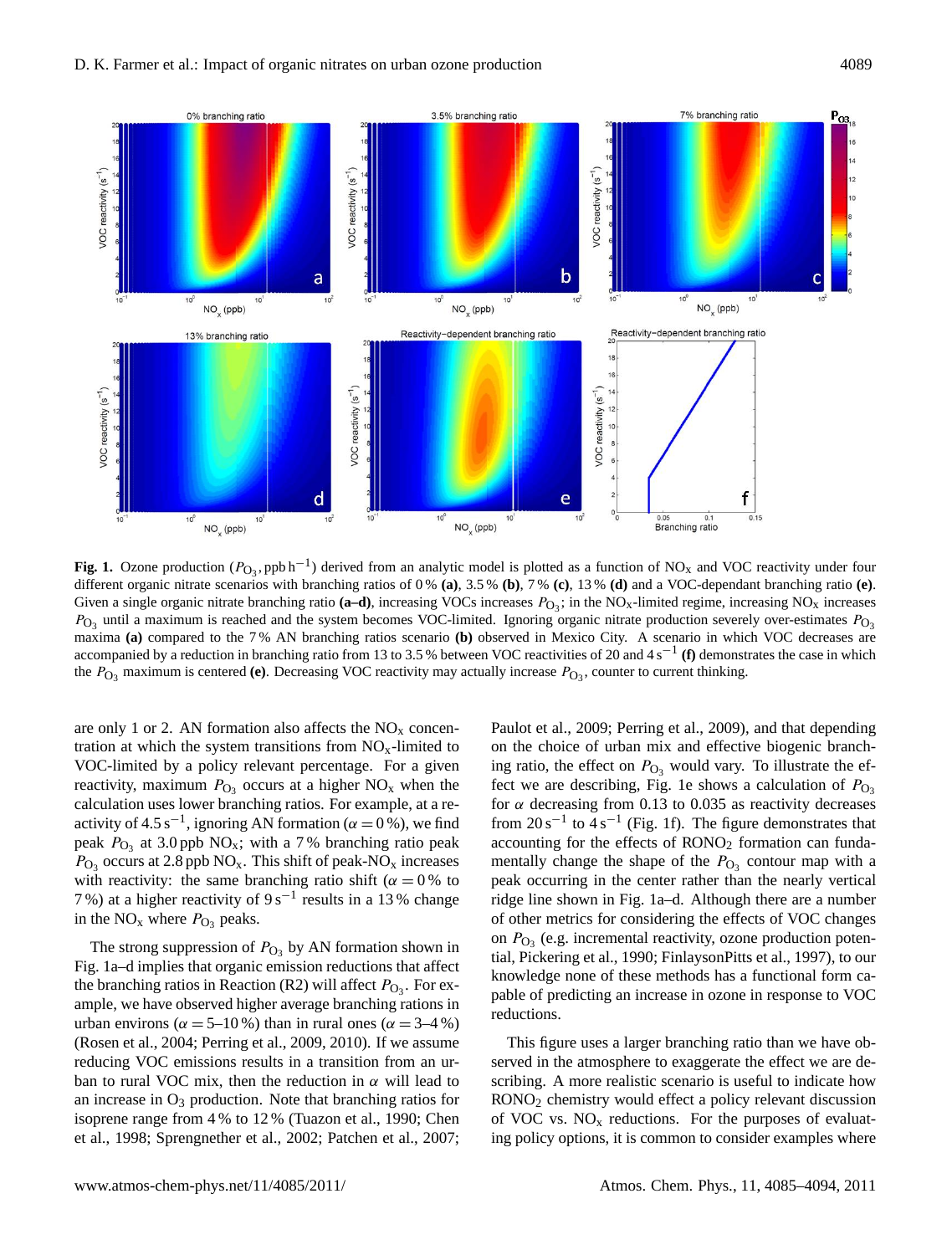**Fig. 1.** Ozone production ($P_{O_3}$, ppb $h^{-1}$) derived from an analytic model is plotted as a function of $NO_x$ and VOC reactivity under four different organic nitrate scenarios with branching ratios of 0 % **(a)**, 3.5 % **(b)**, 7 % **(c)**, 13 % **(d)** and a VOC-dependant branching ratio **(e)**. Given a single organic nitrate branching ratio **(a–d)**, increasing VOCs increases $P_{O_3}$; in the $NO_x$-limited regime, increasing $NO_x$ increases $P_{O_3}$ until a maximum is reached and the system becomes VOC-limited. Ignoring organic nitrate production severely over-estimates $P_{O_3}$ maxima **(a)** compared to the 7 % AN branching ratios scenario **(b)** observed in Mexico City. A scenario in which VOC decreases are accompanied by a reduction in branching ratio from 13 to 3.5 % between VOC reactivities of 20 and 4 $s^{-1}$ **(f)** demonstrates the case in which the $P_{O_3}$ maximum is centered **(e)**. Decreasing VOC reactivity may actually increase $P_{O_3}$, counter to current thinking.

are only 1 or 2. AN formation also affects the $NO_x$ concentration at which the system transitions from $NO_x$-limited to VOC-limited by a policy relevant percentage. For a given reactivity, maximum $P_{O_3}$ occurs at a higher $NO_x$ when the calculation uses lower branching ratios. For example, at a reactivity of 4.5 $s^{-1}$, ignoring AN formation ($\alpha = 0$ %), we find peak $P_{O_3}$ at 3.0 ppb $NO_x$; with a 7 % branching ratio peak $P_{O_3}$ occurs at 2.8 ppb $NO_x$. This shift of peak-$NO_x$ increases with reactivity: the same branching ratio shift ($\alpha = 0$ % to 7 %) at a higher reactivity of 9 $s^{-1}$ results in a 13 % change in the $NO_x$ where $P_{O_3}$ peaks.

The strong suppression of $P_{O_3}$ by AN formation shown in Fig. 1a–d implies that organic emission reductions that affect the branching ratios in Reaction (R2) will affect $P_{O_3}$. For example, we have observed higher average branching rations in urban environs ($\alpha = 5$–10 %) than in rural ones ($\alpha = 3$–4 %) (Rosen et al., 2004; Perring et al., 2009, 2010). If we assume reducing VOC emissions results in a transition from an urban to rural VOC mix, then the reduction in $\alpha$ will lead to an increase in $O_3$ production. Note that branching ratios for isoprene range from 4 % to 12 % (Tuazon et al., 1990; Chen et al., 1998; Sprengnether et al., 2002; Patchen et al., 2007; Paulot et al., 2009; Perring et al., 2009), and that depending on the choice of urban mix and effective biogenic branching ratio, the effect on $P_{O_3}$ would vary. To illustrate the effect we are describing, Fig. 1e shows a calculation of $P_{O_3}$ for $\alpha$ decreasing from 0.13 to 0.035 as reactivity decreases from 20 $s^{-1}$ to 4 $s^{-1}$ (Fig. 1f). The figure demonstrates that accounting for the effects of $RONO_2$ formation can fundamentally change the shape of the $P_{O_3}$ contour map with a peak occurring in the center rather than the nearly vertical ridge line shown in Fig. 1a–d. Although there are a number of other metrics for considering the effects of VOC changes on $P_{O_3}$ (e.g. incremental reactivity, ozone production potential, Pickering et al., 1990; FinlaysonPitts et al., 1997), to our knowledge none of these methods has a functional form capable of predicting an increase in ozone in response to VOC reductions.

This figure uses a larger branching ratio than we have observed in the atmosphere to exaggerate the effect we are describing. A more realistic scenario is useful to indicate how $RONO_2$ chemistry would effect a policy relevant discussion of VOC vs. $NO_x$ reductions. For the purposes of evaluating policy options, it is common to consider examples where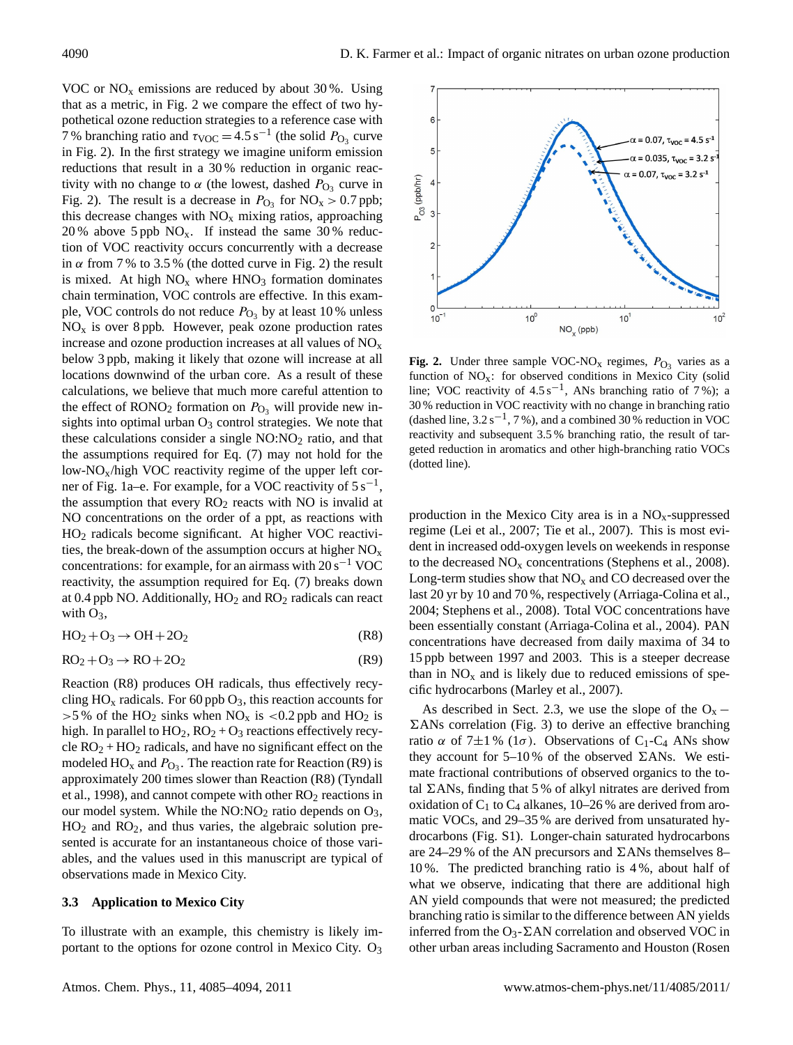VOC or $NO_x$ emissions are reduced by about 30 %. Using that as a metric, in Fig. 2 we compare the effect of two hypothetical ozone reduction strategies to a reference case with 7 % branching ratio and $\tau_{VOC} = 4.5\,s^{-1}$ (the solid $P_{O_3}$ curve in Fig. 2). In the first strategy we imagine uniform emission reductions that result in a 30 % reduction in organic reactivity with no change to $\alpha$ (the lowest, dashed $P_{O_3}$ curve in Fig. 2). The result is a decrease in $P_{O_3}$ for $NO_x > 0.7$ ppb; this decrease changes with $NO_x$ mixing ratios, approaching 20 % above 5 ppb $NO_x$. If instead the same 30 % reduction of VOC reactivity occurs concurrently with a decrease in $\alpha$ from 7 % to 3.5 % (the dotted curve in Fig. 2) the result is mixed. At high $NO_x$ where $HNO_3$ formation dominates chain termination, VOC controls are effective. In this example, VOC controls do not reduce $P_{O_3}$ by at least 10 % unless $NO_x$ is over 8 ppb. However, peak ozone production rates increase and ozone production increases at all values of $NO_x$ below 3 ppb, making it likely that ozone will increase at all locations downwind of the urban core. As a result of these calculations, we believe that much more careful attention to the effect of $RONO_2$ formation on $P_{O_3}$ will provide new insights into optimal urban $O_3$ control strategies. We note that these calculations consider a single $NO{:}NO_2$ ratio, and that the assumptions required for Eq. (7) may not hold for the low-$NO_x$/high VOC reactivity regime of the upper left corner of Fig. 1a–e. For example, for a VOC reactivity of $5\,s^{-1}$, the assumption that every $RO_2$ reacts with NO is invalid at NO concentrations on the order of a ppt, as reactions with $HO_2$ radicals become significant. At higher VOC reactivities, the break-down of the assumption occurs at higher $NO_x$ concentrations: for example, for an airmass with $20\,s^{-1}$ VOC reactivity, the assumption required for Eq. (7) breaks down at 0.4 ppb NO. Additionally, $HO_2$ and $RO_2$ radicals can react with $O_3$,

$$HO_2 + O_3 \rightarrow OH + 2O_2 \tag{R8}$$

$$RO_2 + O_3 \rightarrow RO + 2O_2 \tag{R9}$$

Reaction (R8) produces OH radicals, thus effectively recycling $HO_x$ radicals. For 60 ppb $O_3$, this reaction accounts for >5 % of the $HO_2$ sinks when $NO_x$ is <0.2 ppb and $HO_2$ is high. In parallel to $HO_2$, $RO_2 + O_3$ reactions effectively recycle $RO_2 + HO_2$ radicals, and have no significant effect on the modeled $HO_x$ and $P_{O_3}$. The reaction rate for Reaction (R9) is approximately 200 times slower than Reaction (R8) (Tyndall et al., 1998), and cannot compete with other $RO_2$ reactions in our model system. While the $NO{:}NO_2$ ratio depends on $O_3$, $HO_2$ and $RO_2$, and thus varies, the algebraic solution presented is accurate for an instantaneous choice of those variables, and the values used in this manuscript are typical of observations made in Mexico City.

### 3.3 Application to Mexico City

To illustrate with an example, this chemistry is likely important to the options for ozone control in Mexico City. $O_3$ production in the Mexico City area is in a $NO_x$-suppressed regime (Lei et al., 2007; Tie et al., 2007). This is most evident in increased odd-oxygen levels on weekends in response to the decreased $NO_x$ concentrations (Stephens et al., 2008). Long-term studies show that $NO_x$ and CO decreased over the last 20 yr by 10 and 70 %, respectively (Arriaga-Colina et al., 2004; Stephens et al., 2008). Total VOC concentrations have been essentially constant (Arriaga-Colina et al., 2004). PAN concentrations have decreased from daily maxima of 34 to 15 ppb between 1997 and 2003. This is a steeper decrease than in $NO_x$ and is likely due to reduced emissions of specific hydrocarbons (Marley et al., 2007).

**Fig. 2.** Under three sample VOC-$NO_x$ regimes, $P_{O_3}$ varies as a function of $NO_x$: for observed conditions in Mexico City (solid line; VOC reactivity of $4.5\,s^{-1}$, ANs branching ratio of 7 %); a 30 % reduction in VOC reactivity with no change in branching ratio (dashed line, $3.2\,s^{-1}$, 7 %), and a combined 30 % reduction in VOC reactivity and subsequent 3.5 % branching ratio, the result of targeted reduction in aromatics and other high-branching ratio VOCs (dotted line).

As described in Sect. 2.3, we use the slope of the $O_x - \Sigma$ANs correlation (Fig. 3) to derive an effective branching ratio $\alpha$ of 7±1 % (1$\sigma$). Observations of $C_1$-$C_4$ ANs show they account for 5–10 % of the observed $\Sigma$ANs. We estimate fractional contributions of observed organics to the total $\Sigma$ANs, finding that 5 % of alkyl nitrates are derived from oxidation of $C_1$ to $C_4$ alkanes, 10–26 % are derived from aromatic VOCs, and 29–35 % are derived from unsaturated hydrocarbons (Fig. S1). Longer-chain saturated hydrocarbons are 24–29 % of the AN precursors and $\Sigma$ANs themselves 8–10 %. The predicted branching ratio is 4 %, about half of what we observe, indicating that there are additional high AN yield compounds that were not measured; the predicted branching ratio is similar to the difference between AN yields inferred from the $O_3$-$\Sigma$AN correlation and observed VOC in other urban areas including Sacramento and Houston (Rosen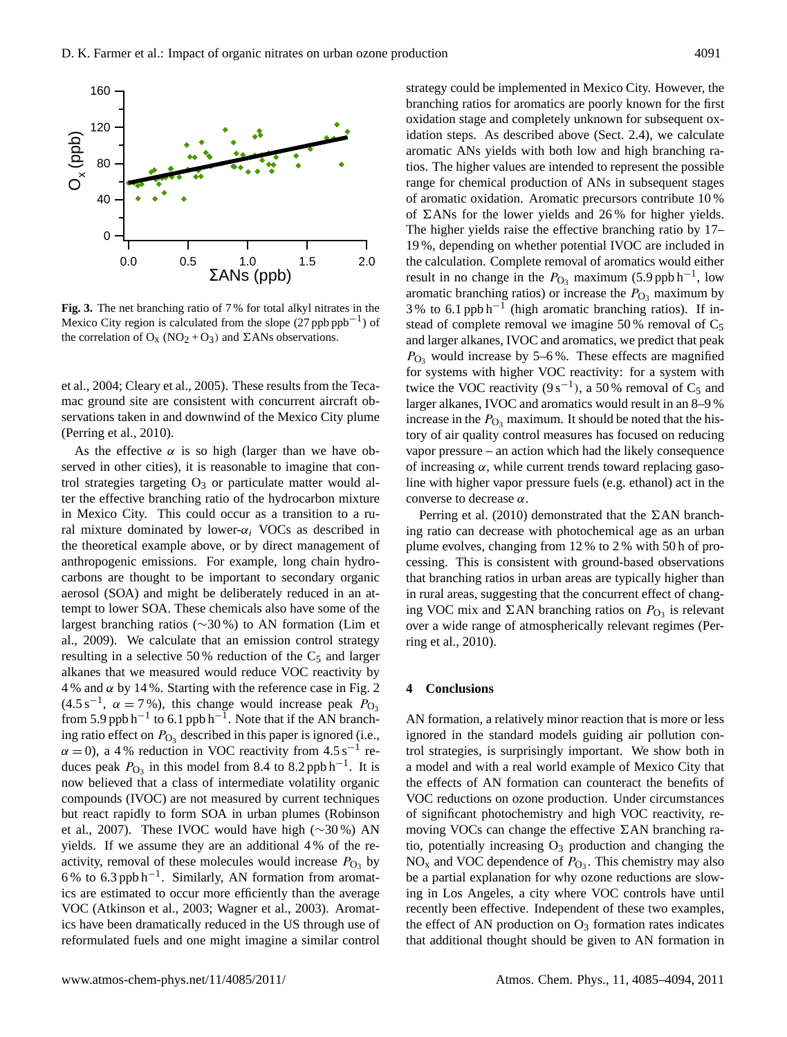**Fig. 3.** The net branching ratio of 7 % for total alkyl nitrates in the Mexico City region is calculated from the slope (27 ppb ppb$^{-1}$) of the correlation of $O_x$ ($NO_2 + O_3$) and ΣANs observations.

et al., 2004; Cleary et al., 2005). These results from the Tecamac ground site are consistent with concurrent aircraft observations taken in and downwind of the Mexico City plume (Perring et al., 2010).

As the effective $\alpha$ is so high (larger than we have observed in other cities), it is reasonable to imagine that control strategies targeting $O_3$ or particulate matter would alter the effective branching ratio of the hydrocarbon mixture in Mexico City. This could occur as a transition to a rural mixture dominated by lower-$\alpha_i$ VOCs as described in the theoretical example above, or by direct management of anthropogenic emissions. For example, long chain hydrocarbons are thought to be important to secondary organic aerosol (SOA) and might be deliberately reduced in an attempt to lower SOA. These chemicals also have some of the largest branching ratios (~30 %) to AN formation (Lim et al., 2009). We calculate that an emission control strategy resulting in a selective 50 % reduction of the $C_5$ and larger alkanes that we measured would reduce VOC reactivity by 4 % and $\alpha$ by 14 %. Starting with the reference case in Fig. 2 (4.5 s$^{-1}$, $\alpha = 7$ %), this change would increase peak $P_{O_3}$ from 5.9 ppb h$^{-1}$ to 6.1 ppb h$^{-1}$. Note that if the AN branching ratio effect on $P_{O_3}$ described in this paper is ignored (i.e., $\alpha = 0$), a 4 % reduction in VOC reactivity from 4.5 s$^{-1}$ reduces peak $P_{O_3}$ in this model from 8.4 to 8.2 ppb h$^{-1}$. It is now believed that a class of intermediate volatility organic compounds (IVOC) are not measured by current techniques but react rapidly to form SOA in urban plumes (Robinson et al., 2007). These IVOC would have high (~30 %) AN yields. If we assume they are an additional 4 % of the reactivity, removal of these molecules would increase $P_{O_3}$ by 6 % to 6.3 ppb h$^{-1}$. Similarly, AN formation from aromatics are estimated to occur more efficiently than the average VOC (Atkinson et al., 2003; Wagner et al., 2003). Aromatics have been dramatically reduced in the US through use of reformulated fuels and one might imagine a similar control strategy could be implemented in Mexico City. However, the branching ratios for aromatics are poorly known for the first oxidation stage and completely unknown for subsequent oxidation steps. As described above (Sect. 2.4), we calculate aromatic ANs yields with both low and high branching ratios. The higher values are intended to represent the possible range for chemical production of ANs in subsequent stages of aromatic oxidation. Aromatic precursors contribute 10 % of ΣANs for the lower yields and 26 % for higher yields. The higher yields raise the effective branching ratio by 17–19 %, depending on whether potential IVOC are included in the calculation. Complete removal of aromatics would either result in no change in the $P_{O_3}$ maximum (5.9 ppb h$^{-1}$, low aromatic branching ratios) or increase the $P_{O_3}$ maximum by 3 % to 6.1 ppb h$^{-1}$ (high aromatic branching ratios). If instead of complete removal we imagine 50 % removal of $C_5$ and larger alkanes, IVOC and aromatics, we predict that peak $P_{O_3}$ would increase by 5–6 %. These effects are magnified for systems with higher VOC reactivity: for a system with twice the VOC reactivity (9 s$^{-1}$), a 50 % removal of $C_5$ and larger alkanes, IVOC and aromatics would result in an 8–9 % increase in the $P_{O_3}$ maximum. It should be noted that the history of air quality control measures has focused on reducing vapor pressure – an action which had the likely consequence of increasing $\alpha$, while current trends toward replacing gasoline with higher vapor pressure fuels (e.g. ethanol) act in the converse to decrease $\alpha$.

Perring et al. (2010) demonstrated that the ΣAN branching ratio can decrease with photochemical age as an urban plume evolves, changing from 12 % to 2 % with 50 h of processing. This is consistent with ground-based observations that branching ratios in urban areas are typically higher than in rural areas, suggesting that the concurrent effect of changing VOC mix and ΣAN branching ratios on $P_{O_3}$ is relevant over a wide range of atmospherically relevant regimes (Perring et al., 2010).

## 4 Conclusions

AN formation, a relatively minor reaction that is more or less ignored in the standard models guiding air pollution control strategies, is surprisingly important. We show both in a model and with a real world example of Mexico City that the effects of AN formation can counteract the benefits of VOC reductions on ozone production. Under circumstances of significant photochemistry and high VOC reactivity, removing VOCs can change the effective ΣAN branching ratio, potentially increasing $O_3$ production and changing the $NO_x$ and VOC dependence of $P_{O_3}$. This chemistry may also be a partial explanation for why ozone reductions are slowing in Los Angeles, a city where VOC controls have until recently been effective. Independent of these two examples, the effect of AN production on $O_3$ formation rates indicates that additional thought should be given to AN formation in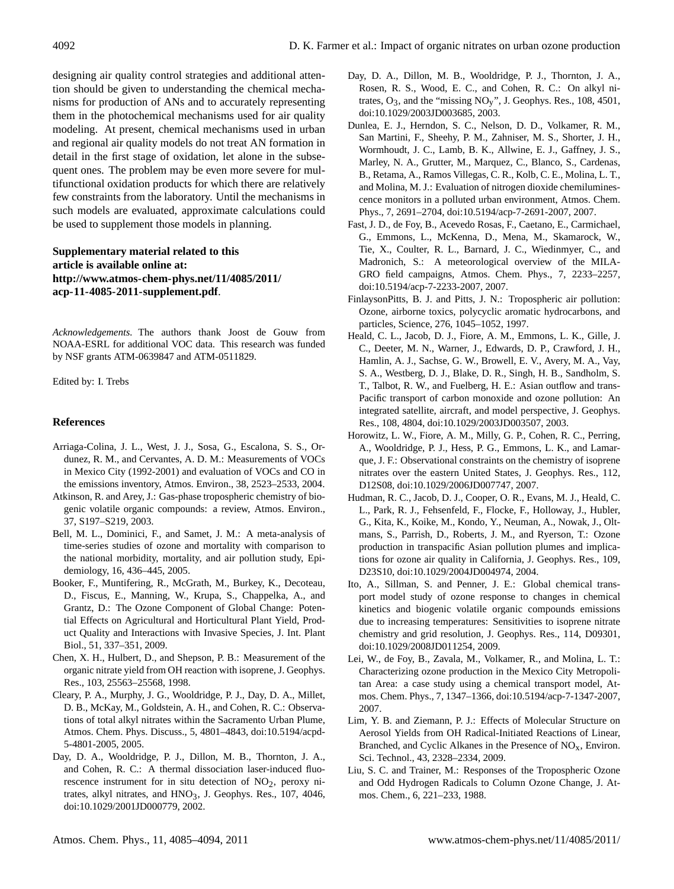designing air quality control strategies and additional attention should be given to understanding the chemical mechanisms for production of ANs and to accurately representing them in the photochemical mechanisms used for air quality modeling. At present, chemical mechanisms used in urban and regional air quality models do not treat AN formation in detail in the first stage of oxidation, let alone in the subsequent ones. The problem may be even more severe for multifunctional oxidation products for which there are relatively few constraints from the laboratory. Until the mechanisms in such models are evaluated, approximate calculations could be used to supplement those models in planning.

**Supplementary material related to this article is available online at: http://www.atmos-chem-phys.net/11/4085/2011/acp-11-4085-2011-supplement.pdf**.

*Acknowledgements.* The authors thank Joost de Gouw from NOAA-ESRL for additional VOC data. This research was funded by NSF grants ATM-0639847 and ATM-0511829.

Edited by: I. Trebs

## References

Arriaga-Colina, J. L., West, J. J., Sosa, G., Escalona, S. S., Ordunez, R. M., and Cervantes, A. D. M.: Measurements of VOCs in Mexico City (1992-2001) and evaluation of VOCs and CO in the emissions inventory, Atmos. Environ., 38, 2523–2533, 2004.

Atkinson, R. and Arey, J.: Gas-phase tropospheric chemistry of biogenic volatile organic compounds: a review, Atmos. Environ., 37, S197–S219, 2003.

Bell, M. L., Dominici, F., and Samet, J. M.: A meta-analysis of time-series studies of ozone and mortality with comparison to the national morbidity, mortality, and air pollution study, Epidemiology, 16, 436–445, 2005.

Booker, F., Muntifering, R., McGrath, M., Burkey, K., Decoteau, D., Fiscus, E., Manning, W., Krupa, S., Chappelka, A., and Grantz, D.: The Ozone Component of Global Change: Potential Effects on Agricultural and Horticultural Plant Yield, Product Quality and Interactions with Invasive Species, J. Int. Plant Biol., 51, 337–351, 2009.

Chen, X. H., Hulbert, D., and Shepson, P. B.: Measurement of the organic nitrate yield from OH reaction with isoprene, J. Geophys. Res., 103, 25563–25568, 1998.

Cleary, P. A., Murphy, J. G., Wooldridge, P. J., Day, D. A., Millet, D. B., McKay, M., Goldstein, A. H., and Cohen, R. C.: Observations of total alkyl nitrates within the Sacramento Urban Plume, Atmos. Chem. Phys. Discuss., 5, 4801–4843, doi:10.5194/acpd-5-4801-2005, 2005.

Day, D. A., Wooldridge, P. J., Dillon, M. B., Thornton, J. A., and Cohen, R. C.: A thermal dissociation laser-induced fluorescence instrument for in situ detection of $NO_2$, peroxy nitrates, alkyl nitrates, and $HNO_3$, J. Geophys. Res., 107, 4046, doi:10.1029/2001JD000779, 2002.

Day, D. A., Dillon, M. B., Wooldridge, P. J., Thornton, J. A., Rosen, R. S., Wood, E. C., and Cohen, R. C.: On alkyl nitrates, $O_3$, and the "missing $NO_y$", J. Geophys. Res., 108, 4501, doi:10.1029/2003JD003685, 2003.

Dunlea, E. J., Herndon, S. C., Nelson, D. D., Volkamer, R. M., San Martini, F., Sheehy, P. M., Zahniser, M. S., Shorter, J. H., Wormhoudt, J. C., Lamb, B. K., Allwine, E. J., Gaffney, J. S., Marley, N. A., Grutter, M., Marquez, C., Blanco, S., Cardenas, B., Retama, A., Ramos Villegas, C. R., Kolb, C. E., Molina, L. T., and Molina, M. J.: Evaluation of nitrogen dioxide chemiluminescence monitors in a polluted urban environment, Atmos. Chem. Phys., 7, 2691–2704, doi:10.5194/acp-7-2691-2007, 2007.

Fast, J. D., de Foy, B., Acevedo Rosas, F., Caetano, E., Carmichael, G., Emmons, L., McKenna, D., Mena, M., Skamarock, W., Tie, X., Coulter, R. L., Barnard, J. C., Wiedinmyer, C., and Madronich, S.: A meteorological overview of the MILAGRO field campaigns, Atmos. Chem. Phys., 7, 2233–2257, doi:10.5194/acp-7-2233-2007, 2007.

FinlaysonPitts, B. J. and Pitts, J. N.: Tropospheric air pollution: Ozone, airborne toxics, polycyclic aromatic hydrocarbons, and particles, Science, 276, 1045–1052, 1997.

Heald, C. L., Jacob, D. J., Fiore, A. M., Emmons, L. K., Gille, J. C., Deeter, M. N., Warner, J., Edwards, D. P., Crawford, J. H., Hamlin, A. J., Sachse, G. W., Browell, E. V., Avery, M. A., Vay, S. A., Westberg, D. J., Blake, D. R., Singh, H. B., Sandholm, S. T., Talbot, R. W., and Fuelberg, H. E.: Asian outflow and trans-Pacific transport of carbon monoxide and ozone pollution: An integrated satellite, aircraft, and model perspective, J. Geophys. Res., 108, 4804, doi:10.1029/2003JD003507, 2003.

Horowitz, L. W., Fiore, A. M., Milly, G. P., Cohen, R. C., Perring, A., Wooldridge, P. J., Hess, P. G., Emmons, L. K., and Lamarque, J. F.: Observational constraints on the chemistry of isoprene nitrates over the eastern United States, J. Geophys. Res., 112, D12S08, doi:10.1029/2006JD007747, 2007.

Hudman, R. C., Jacob, D. J., Cooper, O. R., Evans, M. J., Heald, C. L., Park, R. J., Fehsenfeld, F., Flocke, F., Holloway, J., Hubler, G., Kita, K., Koike, M., Kondo, Y., Neuman, A., Nowak, J., Oltmans, S., Parrish, D., Roberts, J. M., and Ryerson, T.: Ozone production in transpacific Asian pollution plumes and implications for ozone air quality in California, J. Geophys. Res., 109, D23S10, doi:10.1029/2004JD004974, 2004.

Ito, A., Sillman, S. and Penner, J. E.: Global chemical transport model study of ozone response to changes in chemical kinetics and biogenic volatile organic compounds emissions due to increasing temperatures: Sensitivities to isoprene nitrate chemistry and grid resolution, J. Geophys. Res., 114, D09301, doi:10.1029/2008JD011254, 2009.

Lei, W., de Foy, B., Zavala, M., Volkamer, R., and Molina, L. T.: Characterizing ozone production in the Mexico City Metropolitan Area: a case study using a chemical transport model, Atmos. Chem. Phys., 7, 1347–1366, doi:10.5194/acp-7-1347-2007, 2007.

Lim, Y. B. and Ziemann, P. J.: Effects of Molecular Structure on Aerosol Yields from OH Radical-Initiated Reactions of Linear, Branched, and Cyclic Alkanes in the Presence of $NO_x$, Environ. Sci. Technol., 43, 2328–2334, 2009.

Liu, S. C. and Trainer, M.: Responses of the Tropospheric Ozone and Odd Hydrogen Radicals to Column Ozone Change, J. Atmos. Chem., 6, 221–233, 1988.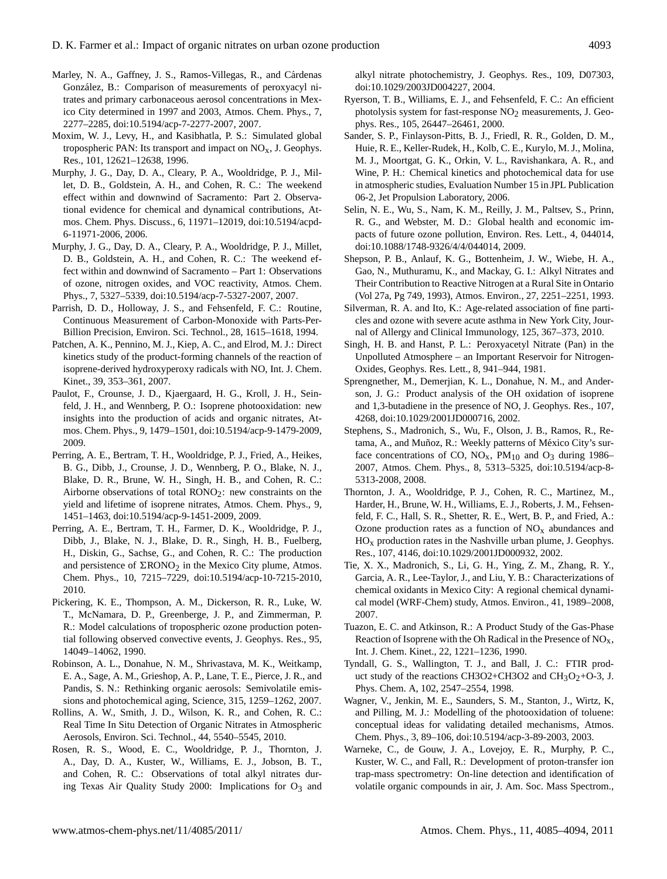Marley, N. A., Gaffney, J. S., Ramos-Villegas, R., and Cárdenas González, B.: Comparison of measurements of peroxyacyl nitrates and primary carbonaceous aerosol concentrations in Mexico City determined in 1997 and 2003, Atmos. Chem. Phys., 7, 2277–2285, doi:10.5194/acp-7-2277-2007, 2007.

Moxim, W. J., Levy, H., and Kasibhatla, P. S.: Simulated global tropospheric PAN: Its transport and impact on $NO_x$, J. Geophys. Res., 101, 12621–12638, 1996.

Murphy, J. G., Day, D. A., Cleary, P. A., Wooldridge, P. J., Millet, D. B., Goldstein, A. H., and Cohen, R. C.: The weekend effect within and downwind of Sacramento: Part 2. Observational evidence for chemical and dynamical contributions, Atmos. Chem. Phys. Discuss., 6, 11971–12019, doi:10.5194/acpd-6-11971-2006, 2006.

Murphy, J. G., Day, D. A., Cleary, P. A., Wooldridge, P. J., Millet, D. B., Goldstein, A. H., and Cohen, R. C.: The weekend effect within and downwind of Sacramento – Part 1: Observations of ozone, nitrogen oxides, and VOC reactivity, Atmos. Chem. Phys., 7, 5327–5339, doi:10.5194/acp-7-5327-2007, 2007.

Parrish, D. D., Holloway, J. S., and Fehsenfeld, F. C.: Routine, Continuous Measurement of Carbon-Monoxide with Parts-Per-Billion Precision, Environ. Sci. Technol., 28, 1615–1618, 1994.

Patchen, A. K., Pennino, M. J., Kiep, A. C., and Elrod, M. J.: Direct kinetics study of the product-forming channels of the reaction of isoprene-derived hydroxyperoxy radicals with NO, Int. J. Chem. Kinet., 39, 353–361, 2007.

Paulot, F., Crounse, J. D., Kjaergaard, H. G., Kroll, J. H., Seinfeld, J. H., and Wennberg, P. O.: Isoprene photooxidation: new insights into the production of acids and organic nitrates, Atmos. Chem. Phys., 9, 1479–1501, doi:10.5194/acp-9-1479-2009, 2009.

Perring, A. E., Bertram, T. H., Wooldridge, P. J., Fried, A., Heikes, B. G., Dibb, J., Crounse, J. D., Wennberg, P. O., Blake, N. J., Blake, D. R., Brune, W. H., Singh, H. B., and Cohen, R. C.: Airborne observations of total $RONO_2$: new constraints on the yield and lifetime of isoprene nitrates, Atmos. Chem. Phys., 9, 1451–1463, doi:10.5194/acp-9-1451-2009, 2009.

Perring, A. E., Bertram, T. H., Farmer, D. K., Wooldridge, P. J., Dibb, J., Blake, N. J., Blake, D. R., Singh, H. B., Fuelberg, H., Diskin, G., Sachse, G., and Cohen, R. C.: The production and persistence of $\Sigma RONO_2$ in the Mexico City plume, Atmos. Chem. Phys., 10, 7215–7229, doi:10.5194/acp-10-7215-2010, 2010.

Pickering, K. E., Thompson, A. M., Dickerson, R. R., Luke, W. T., McNamara, D. P., Greenberge, J. P., and Zimmerman, P. R.: Model calculations of tropospheric ozone production potential following observed convective events, J. Geophys. Res., 95, 14049–14062, 1990.

Robinson, A. L., Donahue, N. M., Shrivastava, M. K., Weitkamp, E. A., Sage, A. M., Grieshop, A. P., Lane, T. E., Pierce, J. R., and Pandis, S. N.: Rethinking organic aerosols: Semivolatile emissions and photochemical aging, Science, 315, 1259–1262, 2007.

Rollins, A. W., Smith, J. D., Wilson, K. R., and Cohen, R. C.: Real Time In Situ Detection of Organic Nitrates in Atmospheric Aerosols, Environ. Sci. Technol., 44, 5540–5545, 2010.

Rosen, R. S., Wood, E. C., Wooldridge, P. J., Thornton, J. A., Day, D. A., Kuster, W., Williams, E. J., Jobson, B. T., and Cohen, R. C.: Observations of total alkyl nitrates during Texas Air Quality Study 2000: Implications for $O_3$ and alkyl nitrate photochemistry, J. Geophys. Res., 109, D07303, doi:10.1029/2003JD004227, 2004.

Ryerson, T. B., Williams, E. J., and Fehsenfeld, F. C.: An efficient photolysis system for fast-response $NO_2$ measurements, J. Geophys. Res., 105, 26447–26461, 2000.

Sander, S. P., Finlayson-Pitts, B. J., Friedl, R. R., Golden, D. M., Huie, R. E., Keller-Rudek, H., Kolb, C. E., Kurylo, M. J., Molina, M. J., Moortgat, G. K., Orkin, V. L., Ravishankara, A. R., and Wine, P. H.: Chemical kinetics and photochemical data for use in atmospheric studies, Evaluation Number 15 in JPL Publication 06-2, Jet Propulsion Laboratory, 2006.

Selin, N. E., Wu, S., Nam, K. M., Reilly, J. M., Paltsev, S., Prinn, R. G., and Webster, M. D.: Global health and economic impacts of future ozone pollution, Environ. Res. Lett., 4, 044014, doi:10.1088/1748-9326/4/4/044014, 2009.

Shepson, P. B., Anlauf, K. G., Bottenheim, J. W., Wiebe, H. A., Gao, N., Muthuramu, K., and Mackay, G. I.: Alkyl Nitrates and Their Contribution to Reactive Nitrogen at a Rural Site in Ontario (Vol 27a, Pg 749, 1993), Atmos. Environ., 27, 2251–2251, 1993.

Silverman, R. A. and Ito, K.: Age-related association of fine particles and ozone with severe acute asthma in New York City, Journal of Allergy and Clinical Immunology, 125, 367–373, 2010.

Singh, H. B. and Hanst, P. L.: Peroxyacetyl Nitrate (Pan) in the Unpolluted Atmosphere – an Important Reservoir for Nitrogen-Oxides, Geophys. Res. Lett., 8, 941–944, 1981.

Sprengnether, M., Demerjian, K. L., Donahue, N. M., and Anderson, J. G.: Product analysis of the OH oxidation of isoprene and 1,3-butadiene in the presence of NO, J. Geophys. Res., 107, 4268, doi:10.1029/2001JD000716, 2002.

Stephens, S., Madronich, S., Wu, F., Olson, J. B., Ramos, R., Retama, A., and Muñoz, R.: Weekly patterns of México City's surface concentrations of CO, $NO_x$, $PM_{10}$ and $O_3$ during 1986–2007, Atmos. Chem. Phys., 8, 5313–5325, doi:10.5194/acp-8-5313-2008, 2008.

Thornton, J. A., Wooldridge, P. J., Cohen, R. C., Martinez, M., Harder, H., Brune, W. H., Williams, E. J., Roberts, J. M., Fehsenfeld, F. C., Hall, S. R., Shetter, R. E., Wert, B. P., and Fried, A.: Ozone production rates as a function of $NO_x$ abundances and $HO_x$ production rates in the Nashville urban plume, J. Geophys. Res., 107, 4146, doi:10.1029/2001JD000932, 2002.

Tie, X. X., Madronich, S., Li, G. H., Ying, Z. M., Zhang, R. Y., Garcia, A. R., Lee-Taylor, J., and Liu, Y. B.: Characterizations of chemical oxidants in Mexico City: A regional chemical dynamical model (WRF-Chem) study, Atmos. Environ., 41, 1989–2008, 2007.

Tuazon, E. C. and Atkinson, R.: A Product Study of the Gas-Phase Reaction of Isoprene with the Oh Radical in the Presence of $NO_x$, Int. J. Chem. Kinet., 22, 1221–1236, 1990.

Tyndall, G. S., Wallington, T. J., and Ball, J. C.: FTIR product study of the reactions CH3O2+CH3O2 and $CH_3O_2$+O-3, J. Phys. Chem. A, 102, 2547–2554, 1998.

Wagner, V., Jenkin, M. E., Saunders, S. M., Stanton, J., Wirtz, K, and Pilling, M. J.: Modelling of the photooxidation of toluene: conceptual ideas for validating detailed mechanisms, Atmos. Chem. Phys., 3, 89–106, doi:10.5194/acp-3-89-2003, 2003.

Warneke, C., de Gouw, J. A., Lovejoy, E. R., Murphy, P. C., Kuster, W. C., and Fall, R.: Development of proton-transfer ion trap-mass spectrometry: On-line detection and identification of volatile organic compounds in air, J. Am. Soc. Mass Spectrom.,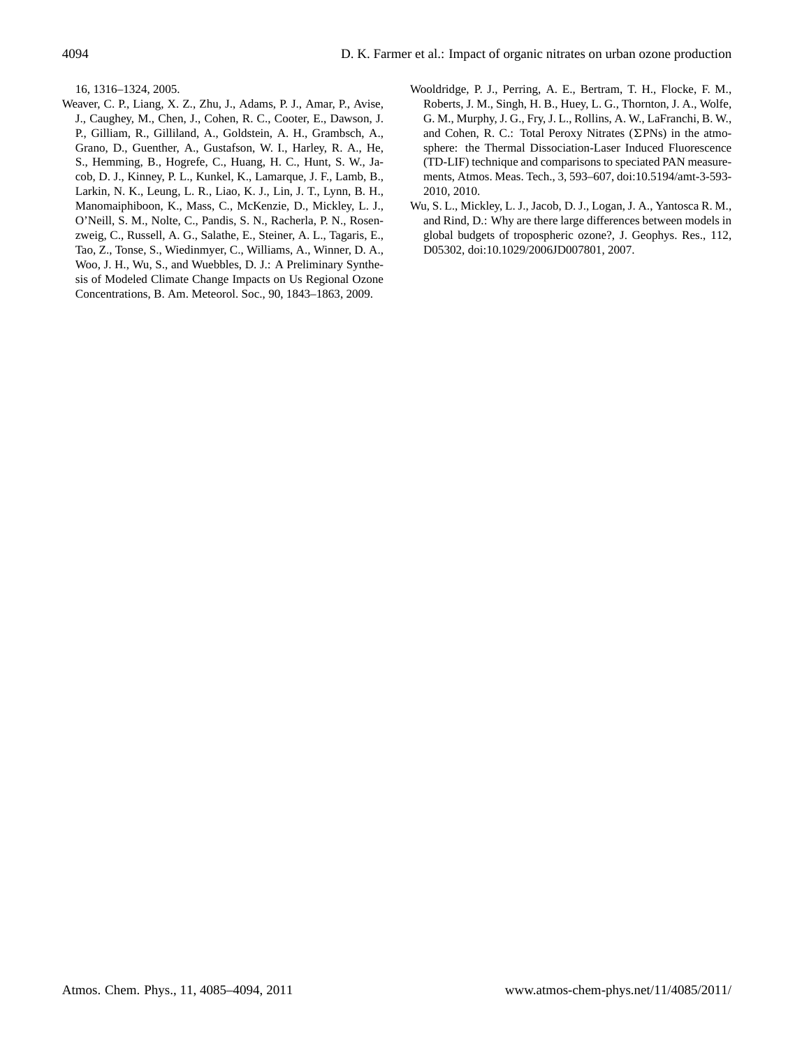16, 1316–1324, 2005.

Weaver, C. P., Liang, X. Z., Zhu, J., Adams, P. J., Amar, P., Avise, J., Caughey, M., Chen, J., Cohen, R. C., Cooter, E., Dawson, J. P., Gilliam, R., Gilliland, A., Goldstein, A. H., Grambsch, A., Grano, D., Guenther, A., Gustafson, W. I., Harley, R. A., He, S., Hemming, B., Hogrefe, C., Huang, H. C., Hunt, S. W., Jacob, D. J., Kinney, P. L., Kunkel, K., Lamarque, J. F., Lamb, B., Larkin, N. K., Leung, L. R., Liao, K. J., Lin, J. T., Lynn, B. H., Manomaiphiboon, K., Mass, C., McKenzie, D., Mickley, L. J., O'Neill, S. M., Nolte, C., Pandis, S. N., Racherla, P. N., Rosenzweig, C., Russell, A. G., Salathe, E., Steiner, A. L., Tagaris, E., Tao, Z., Tonse, S., Wiedinmyer, C., Williams, A., Winner, D. A., Woo, J. H., Wu, S., and Wuebbles, D. J.: A Preliminary Synthesis of Modeled Climate Change Impacts on Us Regional Ozone Concentrations, B. Am. Meteorol. Soc., 90, 1843–1863, 2009.

Wooldridge, P. J., Perring, A. E., Bertram, T. H., Flocke, F. M., Roberts, J. M., Singh, H. B., Huey, L. G., Thornton, J. A., Wolfe, G. M., Murphy, J. G., Fry, J. L., Rollins, A. W., LaFranchi, B. W., and Cohen, R. C.: Total Peroxy Nitrates ($\Sigma$PNs) in the atmosphere: the Thermal Dissociation-Laser Induced Fluorescence (TD-LIF) technique and comparisons to speciated PAN measurements, Atmos. Meas. Tech., 3, 593–607, doi:10.5194/amt-3-593-2010, 2010.

Wu, S. L., Mickley, L. J., Jacob, D. J., Logan, J. A., Yantosca R. M., and Rind, D.: Why are there large differences between models in global budgets of tropospheric ozone?, J. Geophys. Res., 112, D05302, doi:10.1029/2006JD007801, 2007.